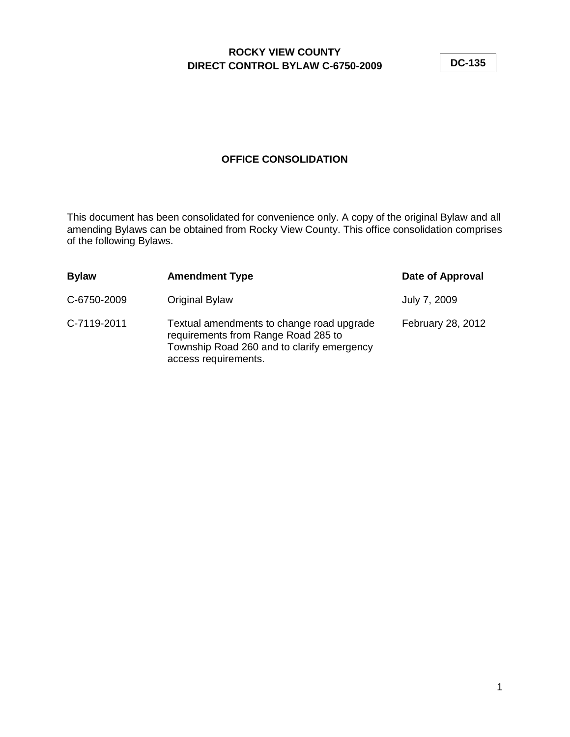# ROCKY VIEW COUNTY
# DIRECT CONTROL BYLAW C-6750-2009

**DC-135**

## OFFICE CONSOLIDATION

This document has been consolidated for convenience only. A copy of the original Bylaw and all amending Bylaws can be obtained from Rocky View County. This office consolidation comprises of the following Bylaws.

| **Bylaw** | **Amendment Type** | **Date of Approval** |
|---|---|---|
| C-6750-2009 | Original Bylaw | July 7, 2009 |
| C-7119-2011 | Textual amendments to change road upgrade requirements from Range Road 285 to Township Road 260 and to clarify emergency access requirements. | February 28, 2012 |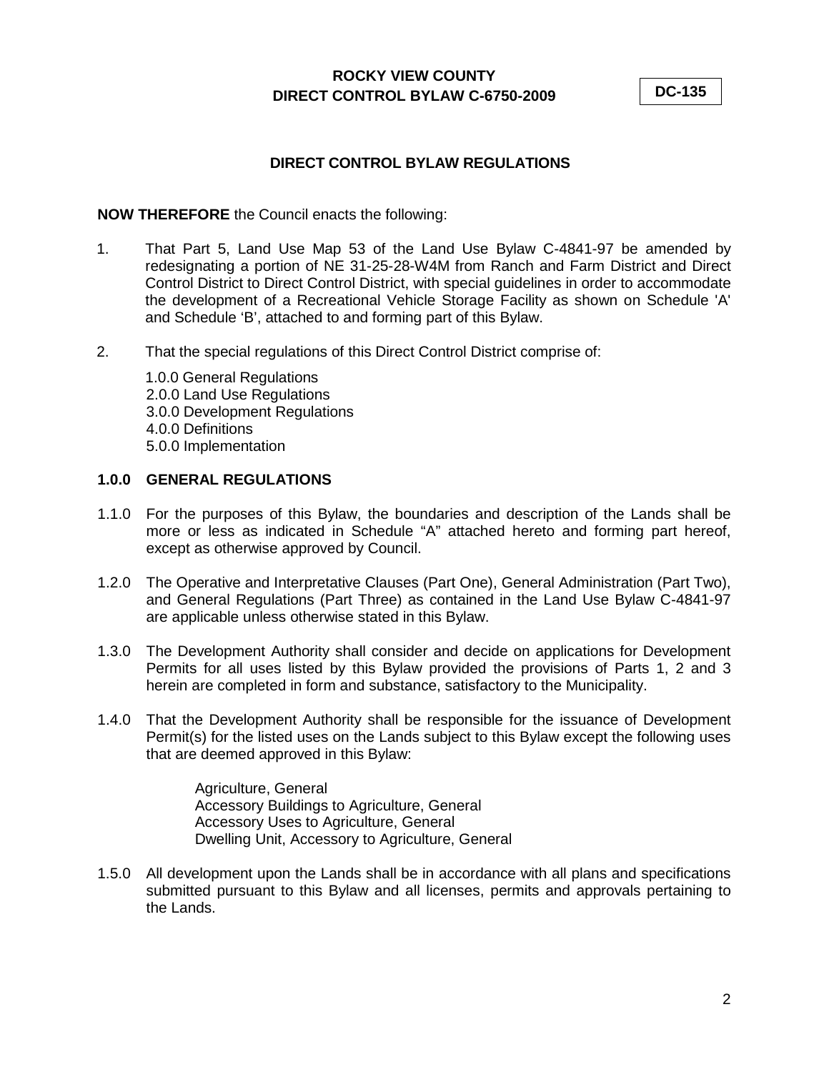**ROCKY VIEW COUNTY**
**DIRECT CONTROL BYLAW C-6750-2009**

**DC-135**

## DIRECT CONTROL BYLAW REGULATIONS

**NOW THEREFORE** the Council enacts the following:

1. That Part 5, Land Use Map 53 of the Land Use Bylaw C-4841-97 be amended by redesignating a portion of NE 31-25-28-W4M from Ranch and Farm District and Direct Control District to Direct Control District, with special guidelines in order to accommodate the development of a Recreational Vehicle Storage Facility as shown on Schedule 'A' and Schedule 'B', attached to and forming part of this Bylaw.

2. That the special regulations of this Direct Control District comprise of:

   1.0.0 General Regulations
   2.0.0 Land Use Regulations
   3.0.0 Development Regulations
   4.0.0 Definitions
   5.0.0 Implementation

### 1.0.0 GENERAL REGULATIONS

1.1.0 For the purposes of this Bylaw, the boundaries and description of the Lands shall be more or less as indicated in Schedule "A" attached hereto and forming part hereof, except as otherwise approved by Council.

1.2.0 The Operative and Interpretative Clauses (Part One), General Administration (Part Two), and General Regulations (Part Three) as contained in the Land Use Bylaw C-4841-97 are applicable unless otherwise stated in this Bylaw.

1.3.0 The Development Authority shall consider and decide on applications for Development Permits for all uses listed by this Bylaw provided the provisions of Parts 1, 2 and 3 herein are completed in form and substance, satisfactory to the Municipality.

1.4.0 That the Development Authority shall be responsible for the issuance of Development Permit(s) for the listed uses on the Lands subject to this Bylaw except the following uses that are deemed approved in this Bylaw:

   Agriculture, General
   Accessory Buildings to Agriculture, General
   Accessory Uses to Agriculture, General
   Dwelling Unit, Accessory to Agriculture, General

1.5.0 All development upon the Lands shall be in accordance with all plans and specifications submitted pursuant to this Bylaw and all licenses, permits and approvals pertaining to the Lands.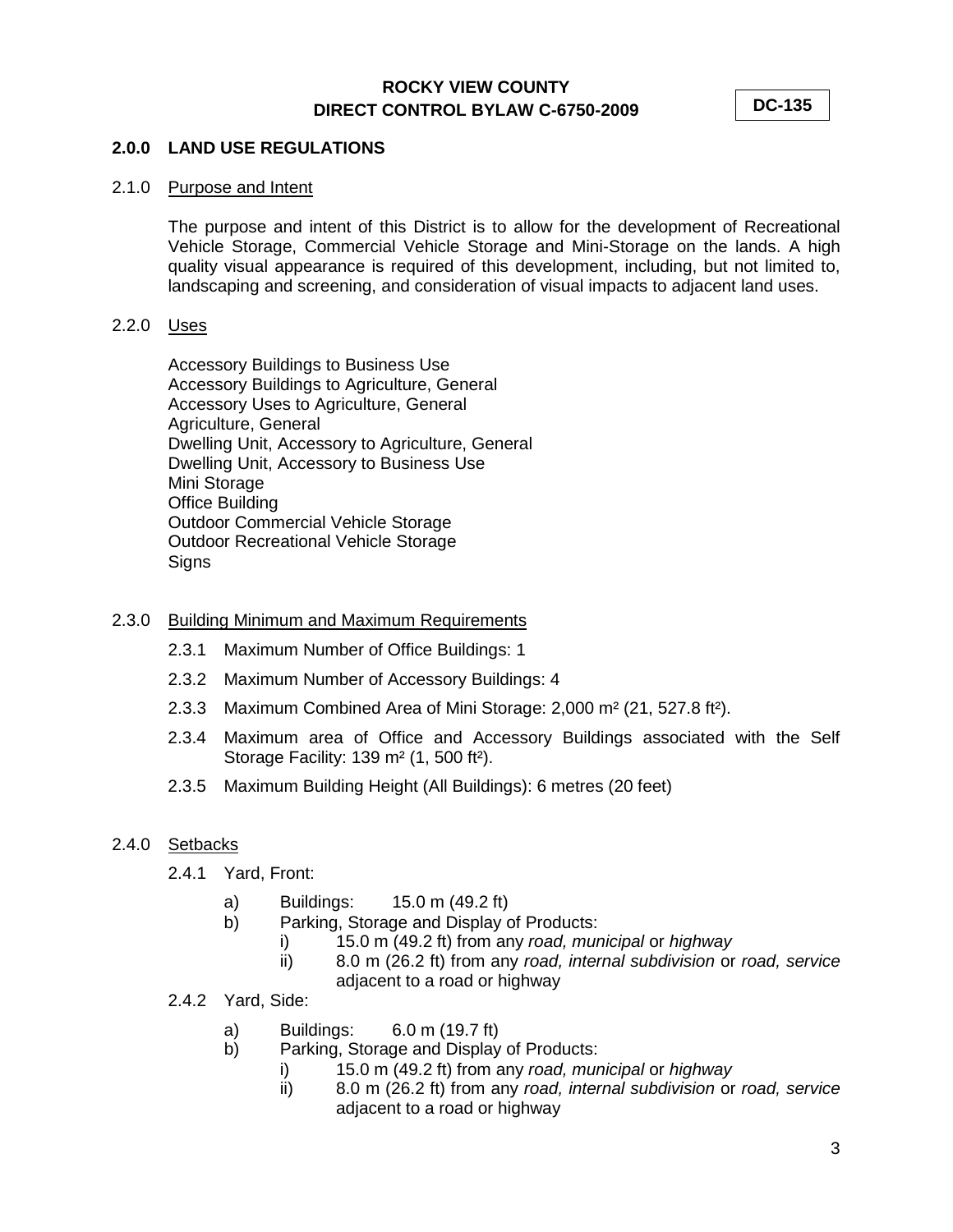# ROCKY VIEW COUNTY
## DIRECT CONTROL BYLAW C-6750-2009

**DC-135**

## 2.0.0 LAND USE REGULATIONS

### 2.1.0 Purpose and Intent

The purpose and intent of this District is to allow for the development of Recreational Vehicle Storage, Commercial Vehicle Storage and Mini-Storage on the lands. A high quality visual appearance is required of this development, including, but not limited to, landscaping and screening, and consideration of visual impacts to adjacent land uses.

### 2.2.0 Uses

Accessory Buildings to Business Use
Accessory Buildings to Agriculture, General
Accessory Uses to Agriculture, General
Agriculture, General
Dwelling Unit, Accessory to Agriculture, General
Dwelling Unit, Accessory to Business Use
Mini Storage
Office Building
Outdoor Commercial Vehicle Storage
Outdoor Recreational Vehicle Storage
Signs

### 2.3.0 Building Minimum and Maximum Requirements

2.3.1 Maximum Number of Office Buildings: 1

2.3.2 Maximum Number of Accessory Buildings: 4

2.3.3 Maximum Combined Area of Mini Storage: 2,000 m² (21, 527.8 ft²).

2.3.4 Maximum area of Office and Accessory Buildings associated with the Self Storage Facility: 139 m² (1, 500 ft²).

2.3.5 Maximum Building Height (All Buildings): 6 metres (20 feet)

### 2.4.0 Setbacks

2.4.1 Yard, Front:

- a) Buildings: 15.0 m (49.2 ft)
- b) Parking, Storage and Display of Products:
  - i) 15.0 m (49.2 ft) from any *road, municipal* or *highway*
  - ii) 8.0 m (26.2 ft) from any *road, internal subdivision* or *road, service* adjacent to a road or highway

2.4.2 Yard, Side:

- a) Buildings: 6.0 m (19.7 ft)
- b) Parking, Storage and Display of Products:
  - i) 15.0 m (49.2 ft) from any *road, municipal* or *highway*
  - ii) 8.0 m (26.2 ft) from any *road, internal subdivision* or *road, service* adjacent to a road or highway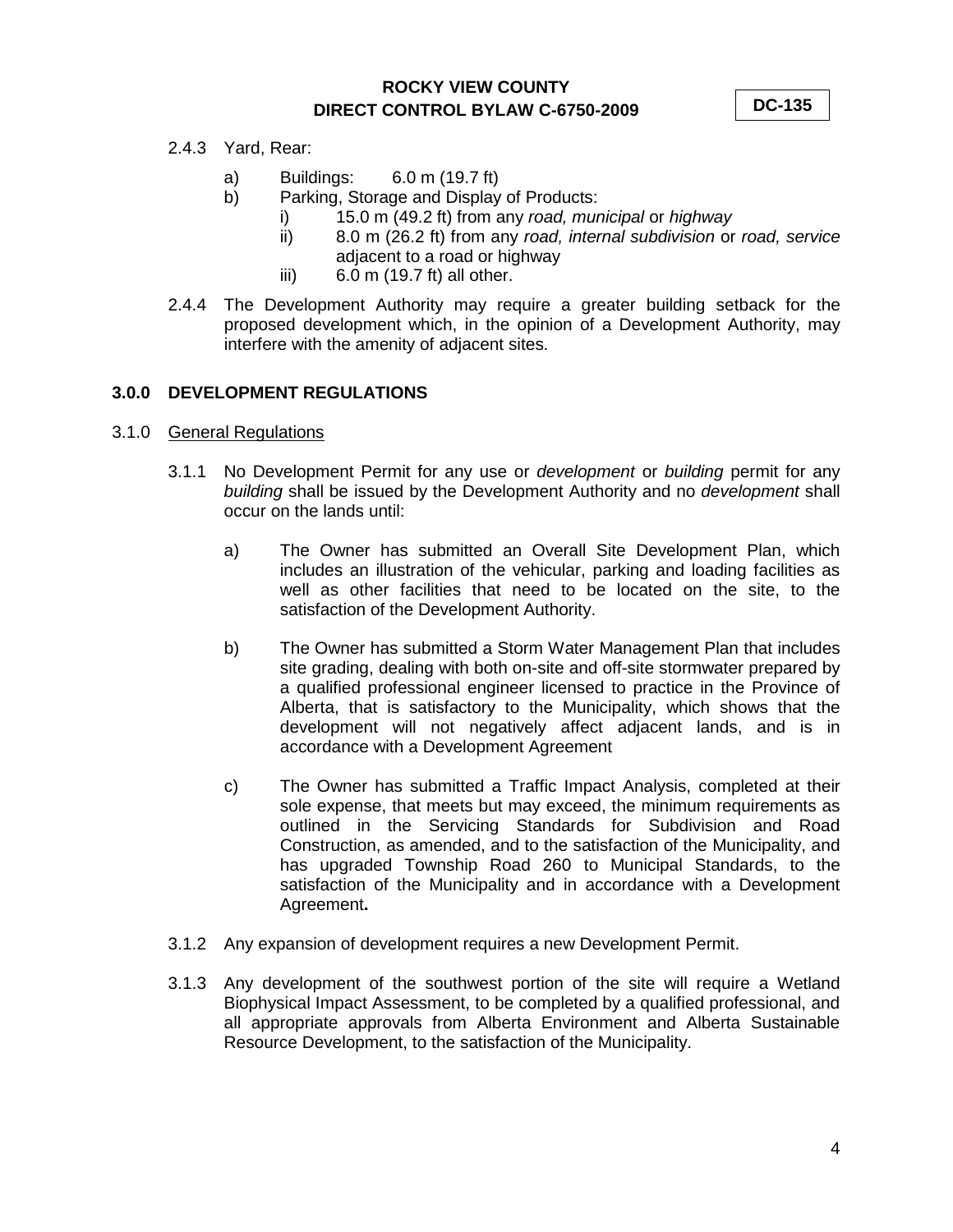2.4.3 Yard, Rear:

a) Buildings: 6.0 m (19.7 ft)

b) Parking, Storage and Display of Products:

   i) 15.0 m (49.2 ft) from any *road, municipal* or *highway*

   ii) 8.0 m (26.2 ft) from any *road, internal subdivision* or *road, service* adjacent to a road or highway

   iii) 6.0 m (19.7 ft) all other.

2.4.4 The Development Authority may require a greater building setback for the proposed development which, in the opinion of a Development Authority, may interfere with the amenity of adjacent sites.

## 3.0.0 DEVELOPMENT REGULATIONS

### 3.1.0 General Regulations

3.1.1 No Development Permit for any use or *development* or *building* permit for any *building* shall be issued by the Development Authority and no *development* shall occur on the lands until:

a) The Owner has submitted an Overall Site Development Plan, which includes an illustration of the vehicular, parking and loading facilities as well as other facilities that need to be located on the site, to the satisfaction of the Development Authority.

b) The Owner has submitted a Storm Water Management Plan that includes site grading, dealing with both on-site and off-site stormwater prepared by a qualified professional engineer licensed to practice in the Province of Alberta, that is satisfactory to the Municipality, which shows that the development will not negatively affect adjacent lands, and is in accordance with a Development Agreement

c) The Owner has submitted a Traffic Impact Analysis, completed at their sole expense, that meets but may exceed, the minimum requirements as outlined in the Servicing Standards for Subdivision and Road Construction, as amended, and to the satisfaction of the Municipality, and has upgraded Township Road 260 to Municipal Standards, to the satisfaction of the Municipality and in accordance with a Development Agreement**.**

3.1.2 Any expansion of development requires a new Development Permit.

3.1.3 Any development of the southwest portion of the site will require a Wetland Biophysical Impact Assessment, to be completed by a qualified professional, and all appropriate approvals from Alberta Environment and Alberta Sustainable Resource Development, to the satisfaction of the Municipality.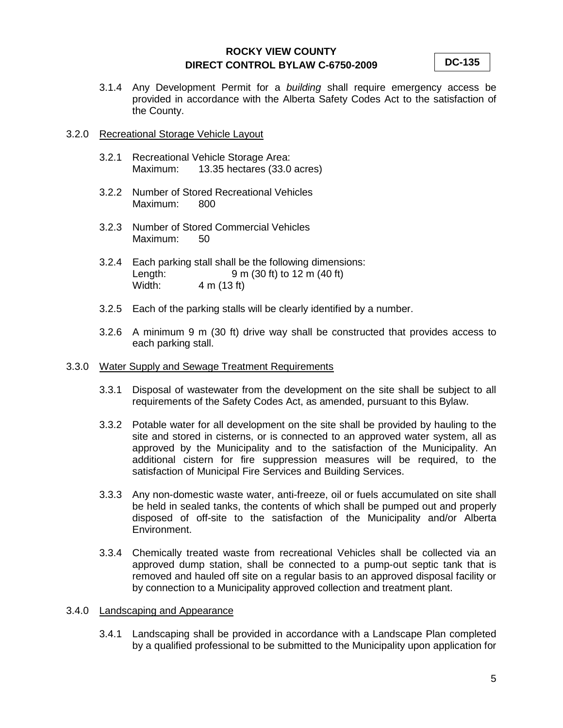3.1.4 Any Development Permit for a *building* shall require emergency access be provided in accordance with the Alberta Safety Codes Act to the satisfaction of the County.

3.2.0 <u>Recreational Storage Vehicle Layout</u>

3.2.1 Recreational Vehicle Storage Area:
Maximum: 13.35 hectares (33.0 acres)

3.2.2 Number of Stored Recreational Vehicles
Maximum: 800

3.2.3 Number of Stored Commercial Vehicles
Maximum: 50

3.2.4 Each parking stall shall be the following dimensions:
Length: 9 m (30 ft) to 12 m (40 ft)
Width: 4 m (13 ft)

3.2.5 Each of the parking stalls will be clearly identified by a number.

3.2.6 A minimum 9 m (30 ft) drive way shall be constructed that provides access to each parking stall.

3.3.0 <u>Water Supply and Sewage Treatment Requirements</u>

3.3.1 Disposal of wastewater from the development on the site shall be subject to all requirements of the Safety Codes Act, as amended, pursuant to this Bylaw.

3.3.2 Potable water for all development on the site shall be provided by hauling to the site and stored in cisterns, or is connected to an approved water system, all as approved by the Municipality and to the satisfaction of the Municipality. An additional cistern for fire suppression measures will be required, to the satisfaction of Municipal Fire Services and Building Services.

3.3.3 Any non-domestic waste water, anti-freeze, oil or fuels accumulated on site shall be held in sealed tanks, the contents of which shall be pumped out and properly disposed of off-site to the satisfaction of the Municipality and/or Alberta Environment.

3.3.4 Chemically treated waste from recreational Vehicles shall be collected via an approved dump station, shall be connected to a pump-out septic tank that is removed and hauled off site on a regular basis to an approved disposal facility or by connection to a Municipality approved collection and treatment plant.

3.4.0 <u>Landscaping and Appearance</u>

3.4.1 Landscaping shall be provided in accordance with a Landscape Plan completed by a qualified professional to be submitted to the Municipality upon application for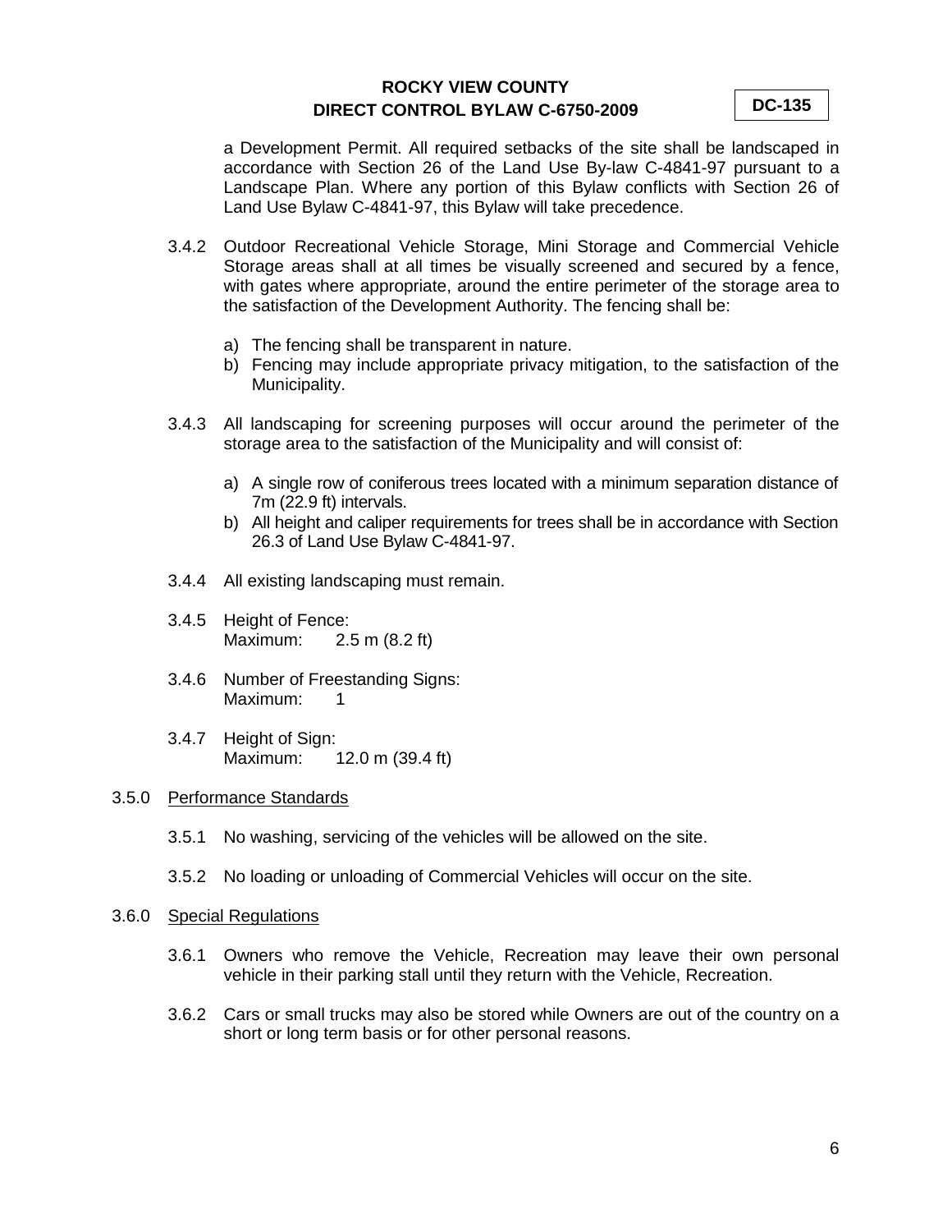a Development Permit. All required setbacks of the site shall be landscaped in accordance with Section 26 of the Land Use By-law C-4841-97 pursuant to a Landscape Plan. Where any portion of this Bylaw conflicts with Section 26 of Land Use Bylaw C-4841-97, this Bylaw will take precedence.

3.4.2 Outdoor Recreational Vehicle Storage, Mini Storage and Commercial Vehicle Storage areas shall at all times be visually screened and secured by a fence, with gates where appropriate, around the entire perimeter of the storage area to the satisfaction of the Development Authority. The fencing shall be:

a) The fencing shall be transparent in nature.
b) Fencing may include appropriate privacy mitigation, to the satisfaction of the Municipality.

3.4.3 All landscaping for screening purposes will occur around the perimeter of the storage area to the satisfaction of the Municipality and will consist of:

a) A single row of coniferous trees located with a minimum separation distance of 7m (22.9 ft) intervals.
b) All height and caliper requirements for trees shall be in accordance with Section 26.3 of Land Use Bylaw C-4841-97.

3.4.4 All existing landscaping must remain.

3.4.5 Height of Fence:
Maximum: 2.5 m (8.2 ft)

3.4.6 Number of Freestanding Signs:
Maximum: 1

3.4.7 Height of Sign:
Maximum: 12.0 m (39.4 ft)

3.5.0 <u>Performance Standards</u>

3.5.1 No washing, servicing of the vehicles will be allowed on the site.

3.5.2 No loading or unloading of Commercial Vehicles will occur on the site.

3.6.0 <u>Special Regulations</u>

3.6.1 Owners who remove the Vehicle, Recreation may leave their own personal vehicle in their parking stall until they return with the Vehicle, Recreation.

3.6.2 Cars or small trucks may also be stored while Owners are out of the country on a short or long term basis or for other personal reasons.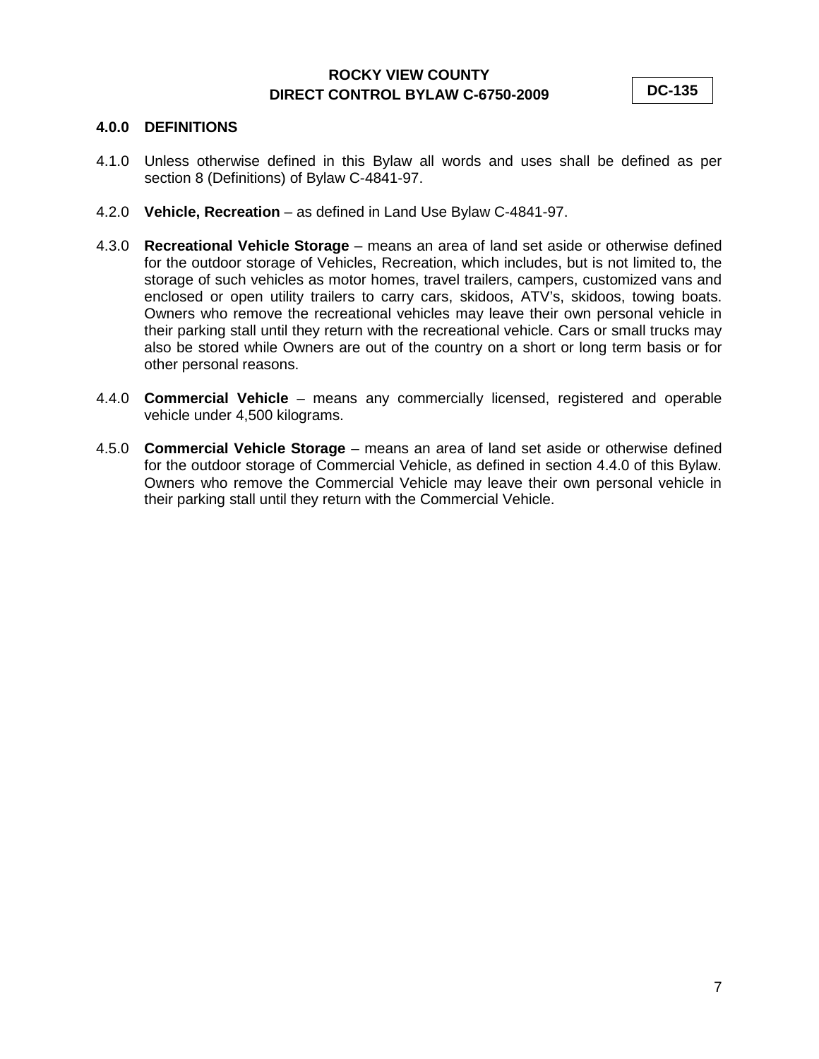## 4.0.0 DEFINITIONS

4.1.0 Unless otherwise defined in this Bylaw all words and uses shall be defined as per section 8 (Definitions) of Bylaw C-4841-97.

4.2.0 **Vehicle, Recreation** – as defined in Land Use Bylaw C-4841-97.

4.3.0 **Recreational Vehicle Storage** – means an area of land set aside or otherwise defined for the outdoor storage of Vehicles, Recreation, which includes, but is not limited to, the storage of such vehicles as motor homes, travel trailers, campers, customized vans and enclosed or open utility trailers to carry cars, skidoos, ATV's, skidoos, towing boats. Owners who remove the recreational vehicles may leave their own personal vehicle in their parking stall until they return with the recreational vehicle. Cars or small trucks may also be stored while Owners are out of the country on a short or long term basis or for other personal reasons.

4.4.0 **Commercial Vehicle** – means any commercially licensed, registered and operable vehicle under 4,500 kilograms.

4.5.0 **Commercial Vehicle Storage** – means an area of land set aside or otherwise defined for the outdoor storage of Commercial Vehicle, as defined in section 4.4.0 of this Bylaw. Owners who remove the Commercial Vehicle may leave their own personal vehicle in their parking stall until they return with the Commercial Vehicle.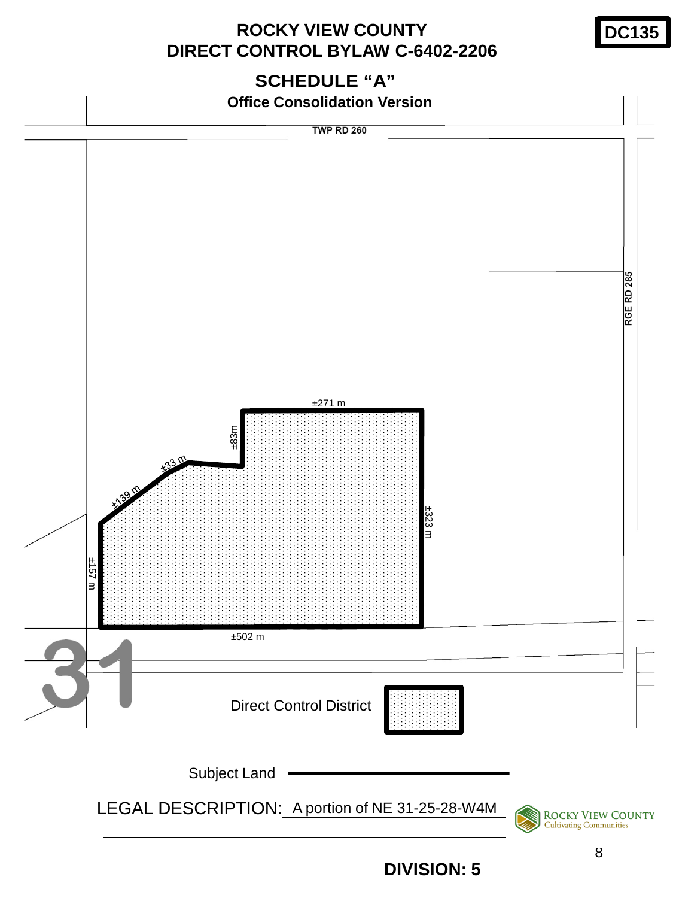# ROCKY VIEW COUNTY
# DIRECT CONTROL BYLAW C-6402-2206

DC135

## SCHEDULE "A"

**Office Consolidation Version**

TWP RD 260

RGE RD 285

±271 m

±83m

±33 m

±139 m

±323 m

±157 m

±502 m

31

Direct Control District

Subject Land

LEGAL DESCRIPTION: A portion of NE 31-25-28-W4M

ROCKY VIEW COUNTY
Cultivating Communities

**DIVISION: 5**